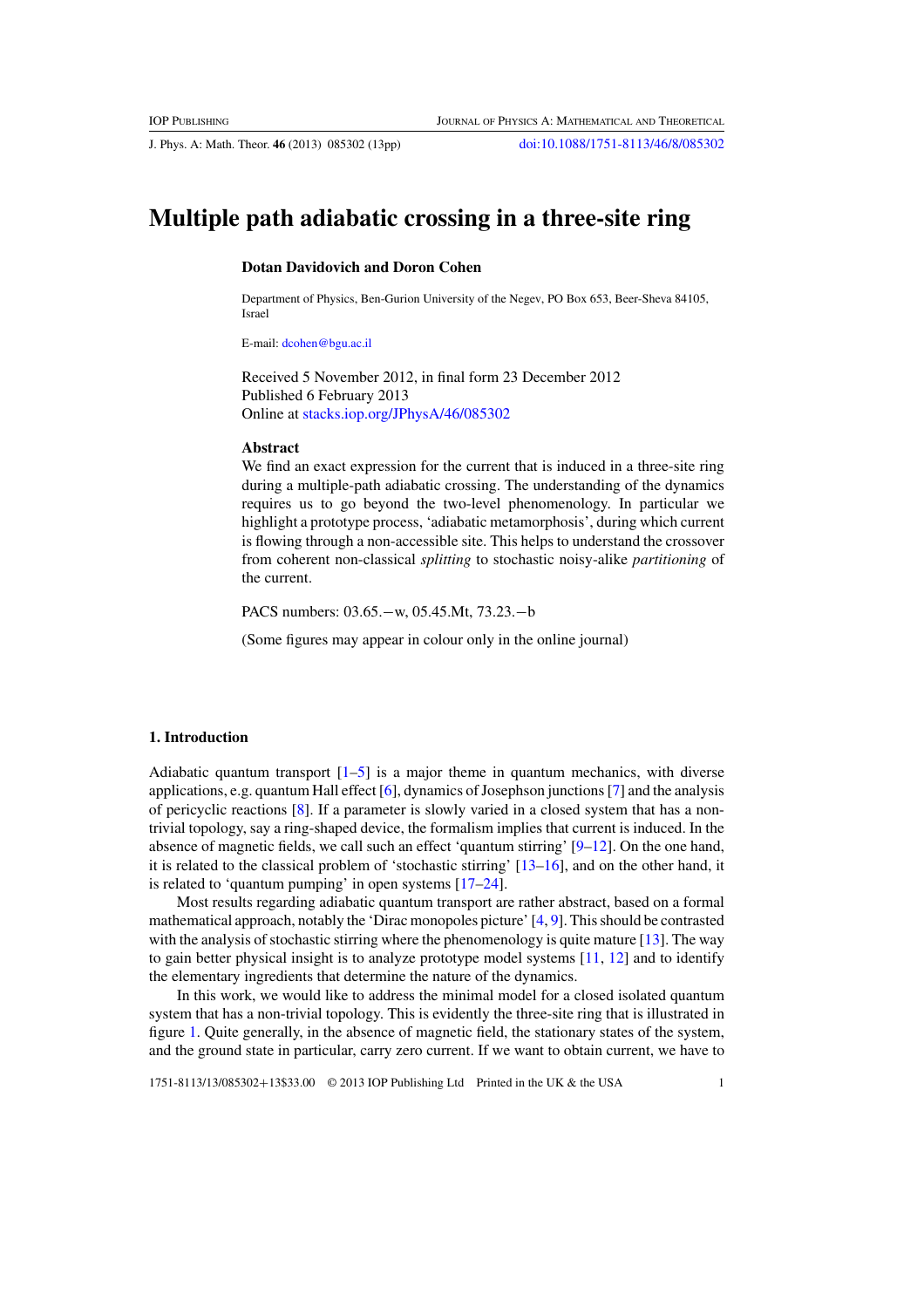# Multiple path adiabatic crossing in a three-site ring

**Dotan Davidovich and Doron Cohen**

Department of Physics, Ben-Gurion University of the Negev, PO Box 653, Beer-Sheva 84105, Israel

E-mail: dcohen@bgu.ac.il

Received 5 November 2012, in final form 23 December 2012
Published 6 February 2013
Online at stacks.iop.org/JPhysA/46/085302

### Abstract

We find an exact expression for the current that is induced in a three-site ring during a multiple-path adiabatic crossing. The understanding of the dynamics requires us to go beyond the two-level phenomenology. In particular we highlight a prototype process, 'adiabatic metamorphosis', during which current is flowing through a non-accessible site. This helps to understand the crossover from coherent non-classical *splitting* to stochastic noisy-alike *partitioning* of the current.

PACS numbers: 03.65.−w, 05.45.Mt, 73.23.−b

(Some figures may appear in colour only in the online journal)

## 1. Introduction

Adiabatic quantum transport [1–5] is a major theme in quantum mechanics, with diverse applications, e.g. quantum Hall effect [6], dynamics of Josephson junctions [7] and the analysis of pericyclic reactions [8]. If a parameter is slowly varied in a closed system that has a non-trivial topology, say a ring-shaped device, the formalism implies that current is induced. In the absence of magnetic fields, we call such an effect 'quantum stirring' [9–12]. On the one hand, it is related to the classical problem of 'stochastic stirring' [13–16], and on the other hand, it is related to 'quantum pumping' in open systems [17–24].

Most results regarding adiabatic quantum transport are rather abstract, based on a formal mathematical approach, notably the 'Dirac monopoles picture' [4, 9]. This should be contrasted with the analysis of stochastic stirring where the phenomenology is quite mature [13]. The way to gain better physical insight is to analyze prototype model systems [11, 12] and to identify the elementary ingredients that determine the nature of the dynamics.

In this work, we would like to address the minimal model for a closed isolated quantum system that has a non-trivial topology. This is evidently the three-site ring that is illustrated in figure 1. Quite generally, in the absence of magnetic field, the stationary states of the system, and the ground state in particular, carry zero current. If we want to obtain current, we have to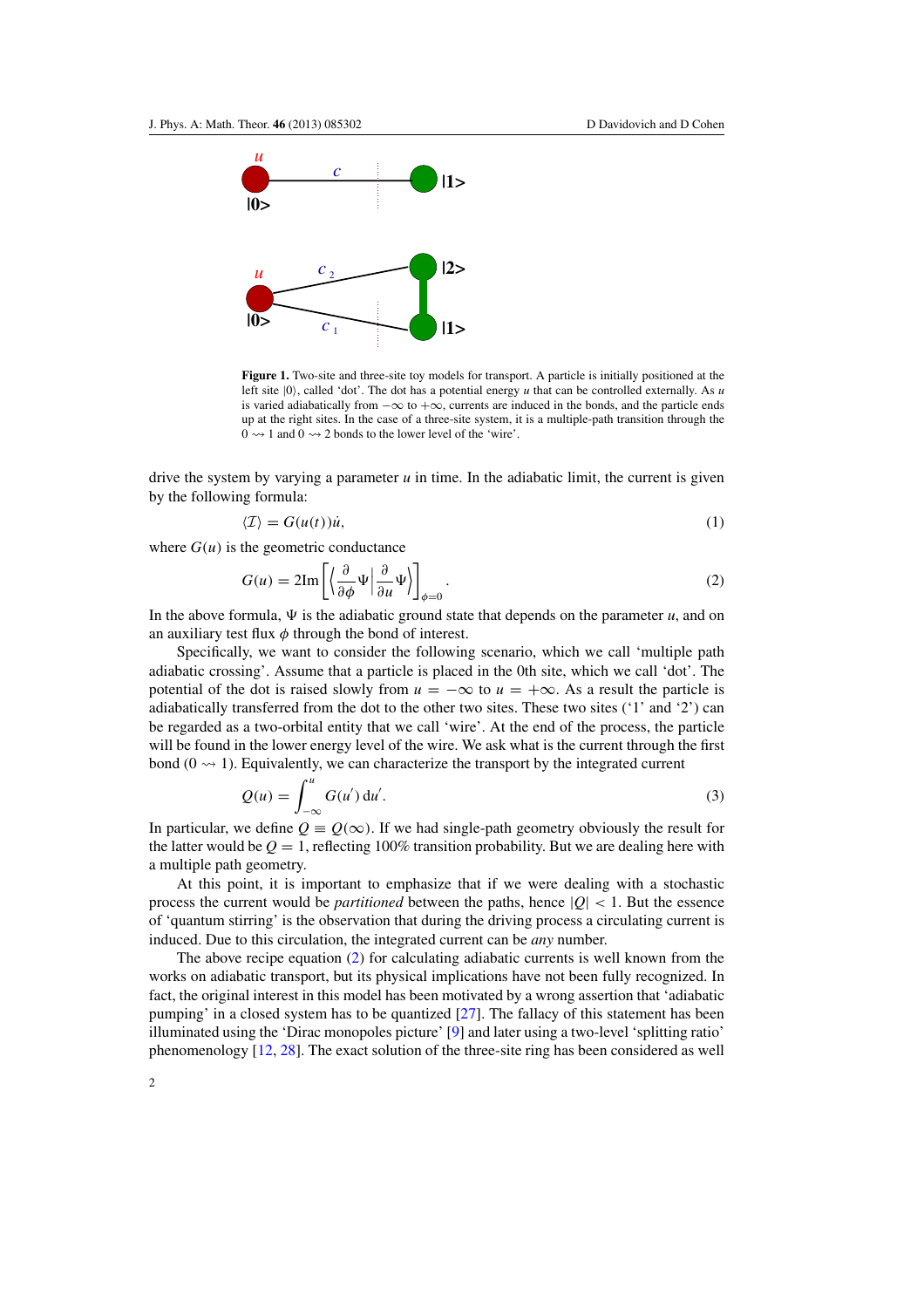u

c

|0>

|1>

u

$c_2$

|2>

|0>

$c_1$

|1>

**Figure 1.** Two-site and three-site toy models for transport. A particle is initially positioned at the left site $|0\rangle$, called 'dot'. The dot has a potential energy $u$ that can be controlled externally. As $u$ is varied adiabatically from $-\infty$ to $+\infty$, currents are induced in the bonds, and the particle ends up at the right sites. In the case of a three-site system, it is a multiple-path transition through the $0 \rightsquigarrow 1$ and $0 \rightsquigarrow 2$ bonds to the lower level of the 'wire'.

drive the system by varying a parameter $u$ in time. In the adiabatic limit, the current is given by the following formula:

$$\langle \mathcal{I} \rangle = G(u(t))\dot{u}, \tag{1}$$

where $G(u)$ is the geometric conductance

$$G(u) = 2\text{Im}\left[\left\langle \frac{\partial}{\partial \phi}\Psi \middle| \frac{\partial}{\partial u}\Psi \right\rangle\right]_{\phi=0}. \tag{2}$$

In the above formula, $\Psi$ is the adiabatic ground state that depends on the parameter $u$, and on an auxiliary test flux $\phi$ through the bond of interest.

Specifically, we want to consider the following scenario, which we call 'multiple path adiabatic crossing'. Assume that a particle is placed in the 0th site, which we call 'dot'. The potential of the dot is raised slowly from $u = -\infty$ to $u = +\infty$. As a result the particle is adiabatically transferred from the dot to the other two sites. These two sites ('1' and '2') can be regarded as a two-orbital entity that we call 'wire'. At the end of the process, the particle will be found in the lower energy level of the wire. We ask what is the current through the first bond ($0 \rightsquigarrow 1$). Equivalently, we can characterize the transport by the integrated current

$$Q(u) = \int_{-\infty}^{u} G(u')\,\mathrm{d}u'. \tag{3}$$

In particular, we define $Q \equiv Q(\infty)$. If we had single-path geometry obviously the result for the latter would be $Q = 1$, reflecting 100% transition probability. But we are dealing here with a multiple path geometry.

At this point, it is important to emphasize that if we were dealing with a stochastic process the current would be *partitioned* between the paths, hence $|Q| < 1$. But the essence of 'quantum stirring' is the observation that during the driving process a circulating current is induced. Due to this circulation, the integrated current can be *any* number.

The above recipe equation (2) for calculating adiabatic currents is well known from the works on adiabatic transport, but its physical implications have not been fully recognized. In fact, the original interest in this model has been motivated by a wrong assertion that 'adiabatic pumping' in a closed system has to be quantized [27]. The fallacy of this statement has been illuminated using the 'Dirac monopoles picture' [9] and later using a two-level 'splitting ratio' phenomenology [12, 28]. The exact solution of the three-site ring has been considered as well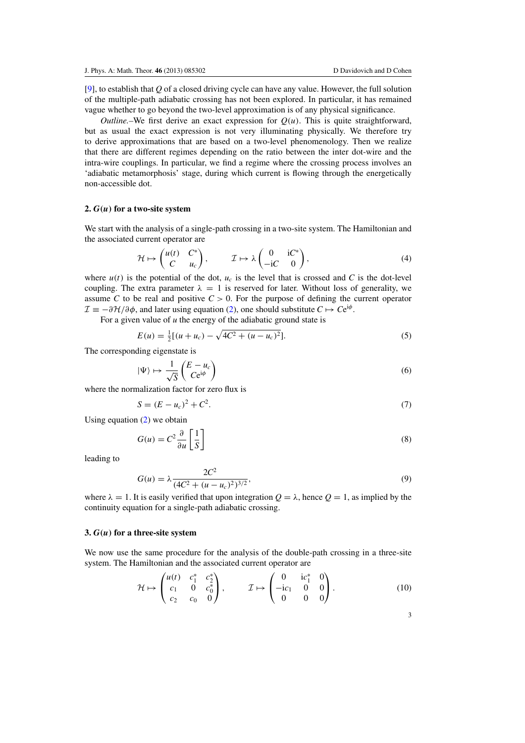[9], to establish that $Q$ of a closed driving cycle can have any value. However, the full solution of the multiple-path adiabatic crossing has not been explored. In particular, it has remained vague whether to go beyond the two-level approximation is of any physical significance.

*Outline.*–We first derive an exact expression for $Q(u)$. This is quite straightforward, but as usual the exact expression is not very illuminating physically. We therefore try to derive approximations that are based on a two-level phenomenology. Then we realize that there are different regimes depending on the ratio between the inter dot-wire and the intra-wire couplings. In particular, we find a regime where the crossing process involves an 'adiabatic metamorphosis' stage, during which current is flowing through the energetically non-accessible dot.

## 2. $G(u)$ for a two-site system

We start with the analysis of a single-path crossing in a two-site system. The Hamiltonian and the associated current operator are

$$\mathcal{H} \mapsto \begin{pmatrix} u(t) & C^* \\ C & u_c \end{pmatrix}, \qquad \mathcal{I} \mapsto \lambda \begin{pmatrix} 0 & \mathrm{i}C^* \\ -\mathrm{i}C & 0 \end{pmatrix}, \tag{4}$$

where $u(t)$ is the potential of the dot, $u_c$ is the level that is crossed and $C$ is the dot-level coupling. The extra parameter $\lambda = 1$ is reserved for later. Without loss of generality, we assume $C$ to be real and positive $C > 0$. For the purpose of defining the current operator $\mathcal{I} \equiv -\partial\mathcal{H}/\partial\phi$, and later using equation (2), one should substitute $C \mapsto C\mathrm{e}^{\mathrm{i}\phi}$.

For a given value of $u$ the energy of the adiabatic ground state is

$$E(u) = \tfrac{1}{2}[(u + u_c) - \sqrt{4C^2 + (u - u_c)^2}]. \tag{5}$$

The corresponding eigenstate is

$$|\Psi\rangle \mapsto \frac{1}{\sqrt{S}} \begin{pmatrix} E - u_c \\ C\mathrm{e}^{\mathrm{i}\phi} \end{pmatrix} \tag{6}$$

where the normalization factor for zero flux is

$$S = (E - u_c)^2 + C^2. \tag{7}$$

Using equation (2) we obtain

$$G(u) = C^2 \frac{\partial}{\partial u} \left[ \frac{1}{S} \right] \tag{8}$$

leading to

$$G(u) = \lambda \frac{2C^2}{(4C^2 + (u - u_c)^2)^{3/2}}, \tag{9}$$

where $\lambda = 1$. It is easily verified that upon integration $Q = \lambda$, hence $Q = 1$, as implied by the continuity equation for a single-path adiabatic crossing.

## 3. $G(u)$ for a three-site system

We now use the same procedure for the analysis of the double-path crossing in a three-site system. The Hamiltonian and the associated current operator are

$$\mathcal{H} \mapsto \begin{pmatrix} u(t) & c_1^* & c_2^* \\ c_1 & 0 & c_0^* \\ c_2 & c_0 & 0 \end{pmatrix}, \qquad \mathcal{I} \mapsto \begin{pmatrix} 0 & \mathrm{i}c_1^* & 0 \\ -\mathrm{i}c_1 & 0 & 0 \\ 0 & 0 & 0 \end{pmatrix}. \tag{10}$$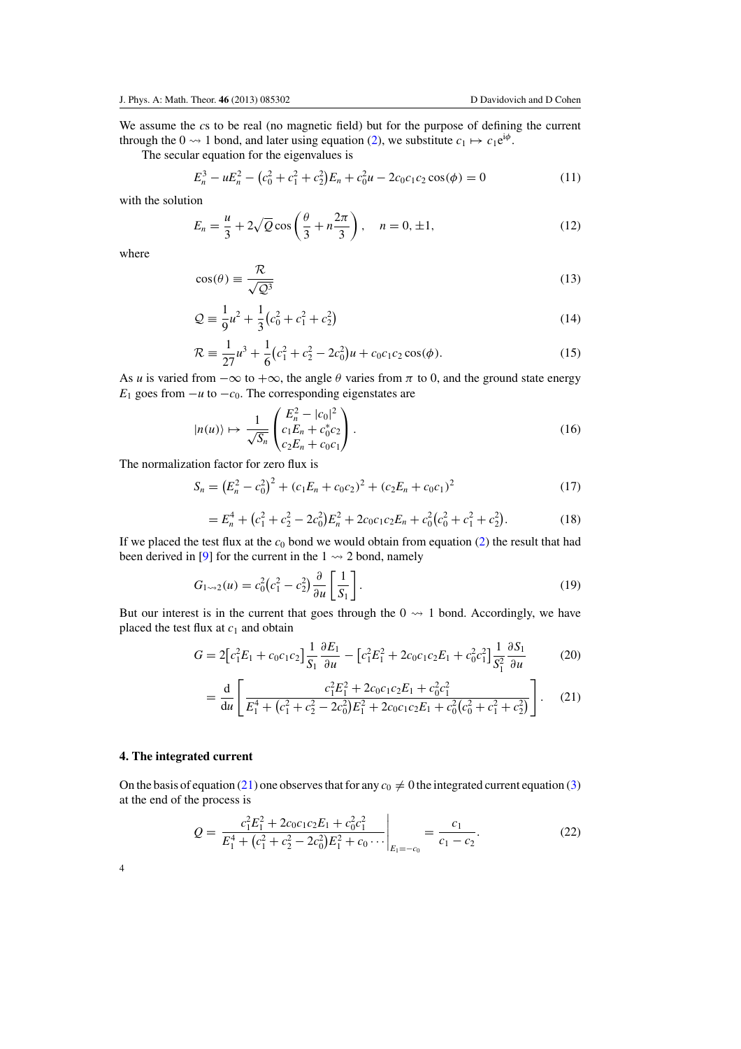We assume the $c$s to be real (no magnetic field) but for the purpose of defining the current through the $0 \rightsquigarrow 1$ bond, and later using equation (2), we substitute $c_1 \mapsto c_1 e^{i\phi}$.

The secular equation for the eigenvalues is

$$E_n^3 - uE_n^2 - \left(c_0^2 + c_1^2 + c_2^2\right)E_n + c_0^2 u - 2c_0c_1c_2\cos(\phi) = 0 \tag{11}$$

with the solution

$$E_n = \frac{u}{3} + 2\sqrt{\mathcal{Q}}\cos\left(\frac{\theta}{3} + n\frac{2\pi}{3}\right), \quad n = 0, \pm 1, \tag{12}$$

where

$$\cos(\theta) \equiv \frac{\mathcal{R}}{\sqrt{\mathcal{Q}^3}} \tag{13}$$

$$\mathcal{Q} \equiv \frac{1}{9}u^2 + \frac{1}{3}\left(c_0^2 + c_1^2 + c_2^2\right) \tag{14}$$

$$\mathcal{R} \equiv \frac{1}{27}u^3 + \frac{1}{6}\left(c_1^2 + c_2^2 - 2c_0^2\right)u + c_0c_1c_2\cos(\phi). \tag{15}$$

As $u$ is varied from $-\infty$ to $+\infty$, the angle $\theta$ varies from $\pi$ to 0, and the ground state energy $E_1$ goes from $-u$ to $-c_0$. The corresponding eigenstates are

$$|n(u)\rangle \mapsto \frac{1}{\sqrt{S_n}}\begin{pmatrix} E_n^2 - |c_0|^2 \\ c_1E_n + c_0^*c_2 \\ c_2E_n + c_0c_1 \end{pmatrix}. \tag{16}$$

The normalization factor for zero flux is

$$S_n = \left(E_n^2 - c_0^2\right)^2 + (c_1E_n + c_0c_2)^2 + (c_2E_n + c_0c_1)^2 \tag{17}$$

$$= E_n^4 + \left(c_1^2 + c_2^2 - 2c_0^2\right)E_n^2 + 2c_0c_1c_2E_n + c_0^2\left(c_0^2 + c_1^2 + c_2^2\right). \tag{18}$$

If we placed the test flux at the $c_0$ bond we would obtain from equation (2) the result that had been derived in [9] for the current in the $1 \rightsquigarrow 2$ bond, namely

$$G_{1\rightsquigarrow 2}(u) = c_0^2\left(c_1^2 - c_2^2\right)\frac{\partial}{\partial u}\left[\frac{1}{S_1}\right]. \tag{19}$$

But our interest is in the current that goes through the $0 \rightsquigarrow 1$ bond. Accordingly, we have placed the test flux at $c_1$ and obtain

$$G = 2\left[c_1^2E_1 + c_0c_1c_2\right]\frac{1}{S_1}\frac{\partial E_1}{\partial u} - \left[c_1^2E_1^2 + 2c_0c_1c_2E_1 + c_0^2c_1^2\right]\frac{1}{S_1^2}\frac{\partial S_1}{\partial u} \tag{20}$$

$$= \frac{d}{du}\left[\frac{c_1^2E_1^2 + 2c_0c_1c_2E_1 + c_0^2c_1^2}{E_1^4 + \left(c_1^2 + c_2^2 - 2c_0^2\right)E_1^2 + 2c_0c_1c_2E_1 + c_0^2\left(c_0^2 + c_1^2 + c_2^2\right)}\right]. \tag{21}$$

## 4. The integrated current

On the basis of equation (21) one observes that for any $c_0 \neq 0$ the integrated current equation (3) at the end of the process is

$$Q = \left.\frac{c_1^2E_1^2 + 2c_0c_1c_2E_1 + c_0^2c_1^2}{E_1^4 + \left(c_1^2 + c_2^2 - 2c_0^2\right)E_1^2 + c_0\cdots}\right|_{E_1=-c_0} = \frac{c_1}{c_1 - c_2}. \tag{22}$$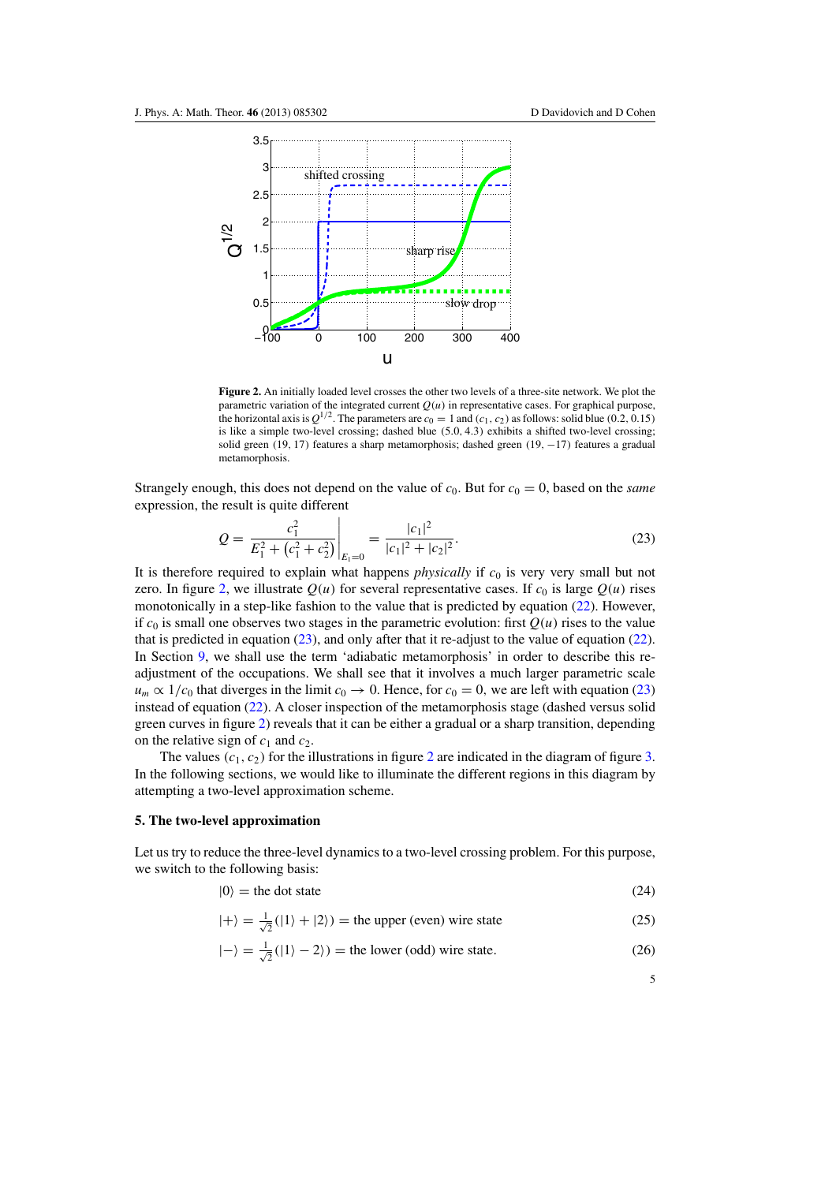3.5
3
2.5
2
1.5
1
0.5
0
−100
0
100
200
300
400
$Q^{1/2}$
u
shifted crossing
sharp rise
slow drop

**Figure 2.** An initially loaded level crosses the other two levels of a three-site network. We plot the parametric variation of the integrated current $Q(u)$ in representative cases. For graphical purpose, the horizontal axis is $Q^{1/2}$. The parameters are $c_0 = 1$ and $(c_1, c_2)$ as follows: solid blue (0.2, 0.15) is like a simple two-level crossing; dashed blue (5.0, 4.3) exhibits a shifted two-level crossing; solid green (19, 17) features a sharp metamorphosis; dashed green (19, −17) features a gradual metamorphosis.

Strangely enough, this does not depend on the value of $c_0$. But for $c_0 = 0$, based on the *same* expression, the result is quite different

$$Q = \left. \frac{c_1^2}{E_1^2 + \left(c_1^2 + c_2^2\right)} \right|_{E_1=0} = \frac{|c_1|^2}{|c_1|^2 + |c_2|^2}. \tag{23}$$

It is therefore required to explain what happens *physically* if $c_0$ is very very small but not zero. In figure 2, we illustrate $Q(u)$ for several representative cases. If $c_0$ is large $Q(u)$ rises monotonically in a step-like fashion to the value that is predicted by equation (22). However, if $c_0$ is small one observes two stages in the parametric evolution: first $Q(u)$ rises to the value that is predicted in equation (23), and only after that it re-adjust to the value of equation (22). In Section 9, we shall use the term 'adiabatic metamorphosis' in order to describe this re-adjustment of the occupations. We shall see that it involves a much larger parametric scale $u_m \propto 1/c_0$ that diverges in the limit $c_0 \to 0$. Hence, for $c_0 = 0$, we are left with equation (23) instead of equation (22). A closer inspection of the metamorphosis stage (dashed versus solid green curves in figure 2) reveals that it can be either a gradual or a sharp transition, depending on the relative sign of $c_1$ and $c_2$.

The values $(c_1, c_2)$ for the illustrations in figure 2 are indicated in the diagram of figure 3. In the following sections, we would like to illuminate the different regions in this diagram by attempting a two-level approximation scheme.

## 5. The two-level approximation

Let us try to reduce the three-level dynamics to a two-level crossing problem. For this purpose, we switch to the following basis:

$$|0\rangle = \text{the dot state} \tag{24}$$

$$|+\rangle = \frac{1}{\sqrt{2}}(|1\rangle + |2\rangle) = \text{the upper (even) wire state} \tag{25}$$

$$|-\rangle = \frac{1}{\sqrt{2}}(|1\rangle - 2\rangle) = \text{the lower (odd) wire state.} \tag{26}$$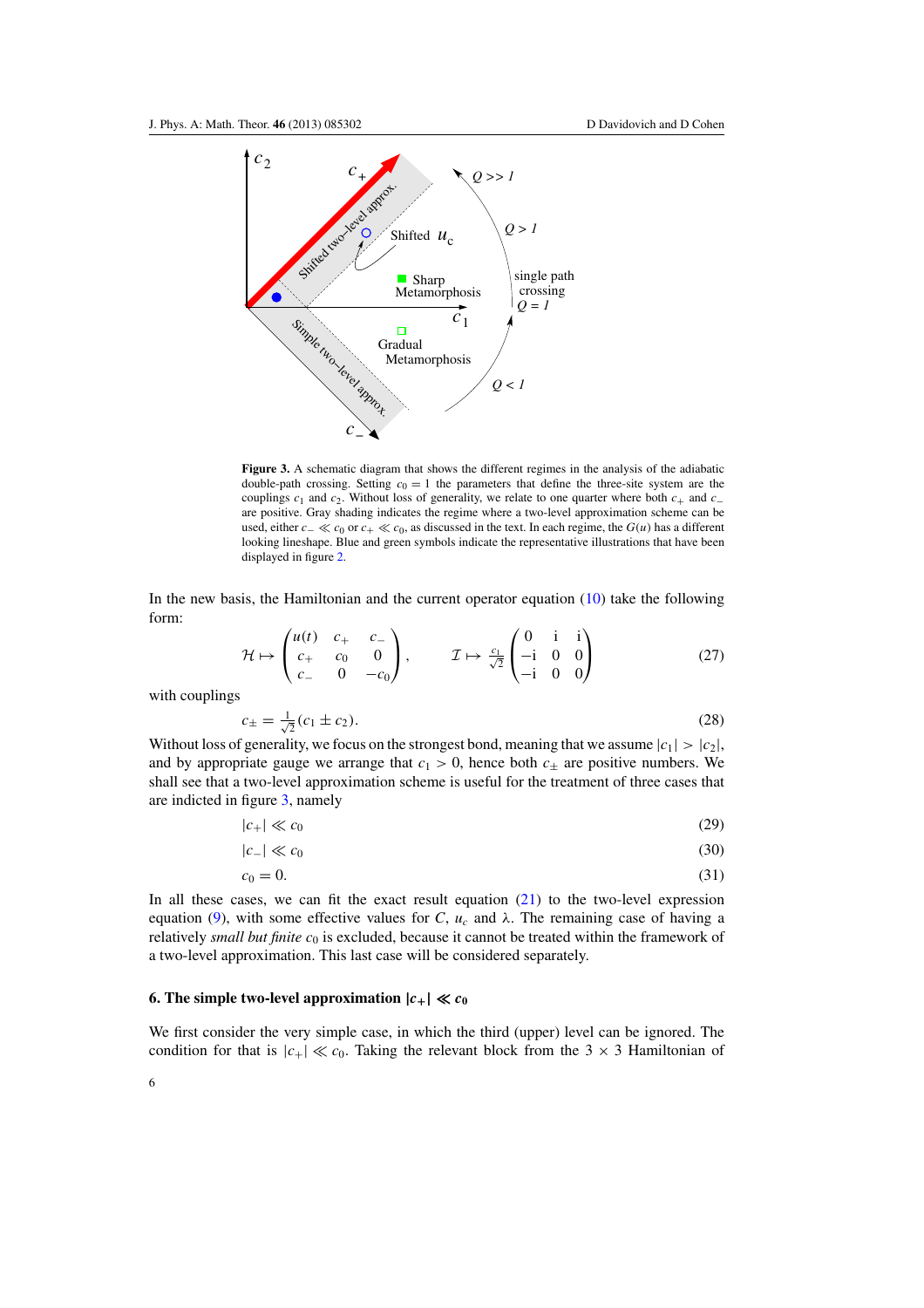$c_2$

$c_+$

Shifted two-level approx.

Shifted $u_c$

Sharp Metamorphosis

$c_1$

Gradual Metamorphosis

Simple two-level approx.

$c_-$

$Q >> 1$

$Q > 1$

single path crossing $Q = 1$

$Q < 1$

**Figure 3.** A schematic diagram that shows the different regimes in the analysis of the adiabatic double-path crossing. Setting $c_0 = 1$ the parameters that define the three-site system are the couplings $c_1$ and $c_2$. Without loss of generality, we relate to one quarter where both $c_+$ and $c_-$ are positive. Gray shading indicates the regime where a two-level approximation scheme can be used, either $c_- \ll c_0$ or $c_+ \ll c_0$, as discussed in the text. In each regime, the $G(u)$ has a different looking lineshape. Blue and green symbols indicate the representative illustrations that have been displayed in figure 2.

In the new basis, the Hamiltonian and the current operator equation (10) take the following form:

$$\mathcal{H} \mapsto \begin{pmatrix} u(t) & c_+ & c_- \\ c_+ & c_0 & 0 \\ c_- & 0 & -c_0 \end{pmatrix}, \qquad \mathcal{I} \mapsto \frac{c_1}{\sqrt{2}} \begin{pmatrix} 0 & \mathrm{i} & \mathrm{i} \\ -\mathrm{i} & 0 & 0 \\ -\mathrm{i} & 0 & 0 \end{pmatrix} \tag{27}$$

with couplings

$$c_\pm = \frac{1}{\sqrt{2}}(c_1 \pm c_2). \tag{28}$$

Without loss of generality, we focus on the strongest bond, meaning that we assume $|c_1| > |c_2|$, and by appropriate gauge we arrange that $c_1 > 0$, hence both $c_\pm$ are positive numbers. We shall see that a two-level approximation scheme is useful for the treatment of three cases that are indicted in figure 3, namely

$$|c_+| \ll c_0 \tag{29}$$

$$|c_-| \ll c_0 \tag{30}$$

$$c_0 = 0. \tag{31}$$

In all these cases, we can fit the exact result equation (21) to the two-level expression equation (9), with some effective values for $C$, $u_c$ and $\lambda$. The remaining case of having a relatively *small but finite* $c_0$ is excluded, because it cannot be treated within the framework of a two-level approximation. This last case will be considered separately.

## 6. The simple two-level approximation $|c_+| \ll c_0$

We first consider the very simple case, in which the third (upper) level can be ignored. The condition for that is $|c_+| \ll c_0$. Taking the relevant block from the $3 \times 3$ Hamiltonian of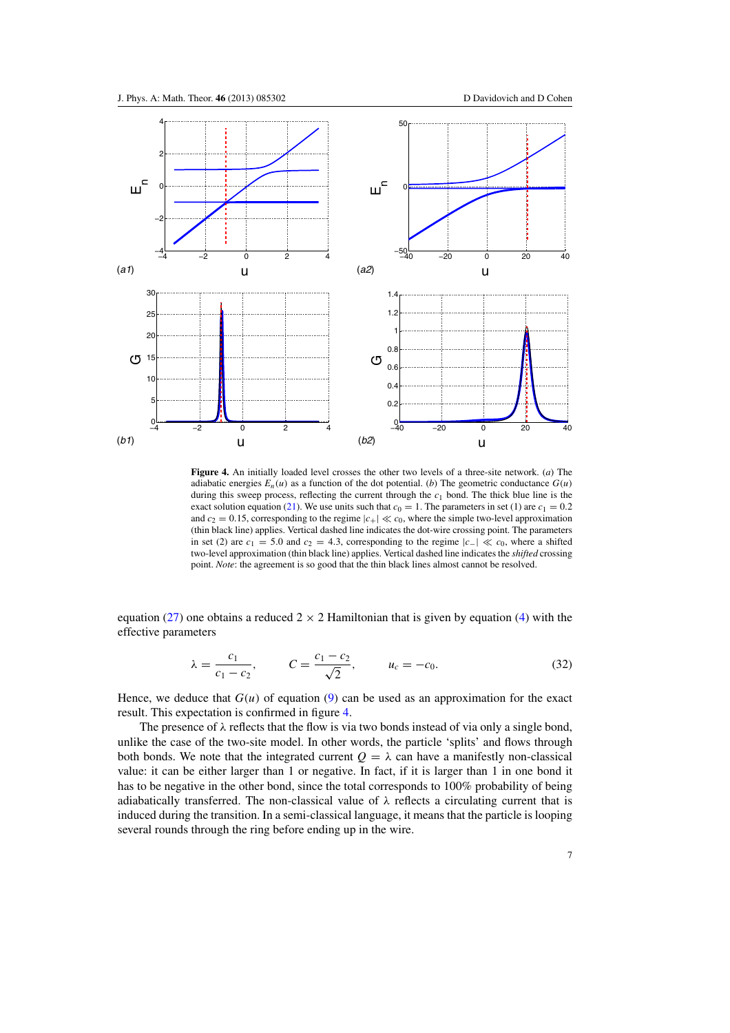(a1)

$E_n$

4
2
0
−2
−4
−4 −2 0 2 4

u

(a2)

$E_n$

50
0
−50
−40 −20 0 20 40

u

(b1)

G

30
25
20
15
10
5
0
−4 −2 0 2 4

u

(b2)

G

1.4
1.2
1
0.8
0.6
0.4
0.2
0
−40 −20 0 20 40

u

**Figure 4.** An initially loaded level crosses the other two levels of a three-site network. (*a*) The adiabatic energies $E_n(u)$ as a function of the dot potential. (*b*) The geometric conductance $G(u)$ during this sweep process, reflecting the current through the $c_1$ bond. The thick blue line is the exact solution equation (21). We use units such that $c_0 = 1$. The parameters in set (1) are $c_1 = 0.2$ and $c_2 = 0.15$, corresponding to the regime $|c_+| \ll c_0$, where the simple two-level approximation (thin black line) applies. Vertical dashed line indicates the dot-wire crossing point. The parameters in set (2) are $c_1 = 5.0$ and $c_2 = 4.3$, corresponding to the regime $|c_-| \ll c_0$, where a shifted two-level approximation (thin black line) applies. Vertical dashed line indicates the *shifted* crossing point. *Note*: the agreement is so good that the thin black lines almost cannot be resolved.

equation (27) one obtains a reduced $2 \times 2$ Hamiltonian that is given by equation (4) with the effective parameters

$$\lambda = \frac{c_1}{c_1 - c_2}, \qquad C = \frac{c_1 - c_2}{\sqrt{2}}, \qquad u_c = -c_0. \tag{32}$$

Hence, we deduce that $G(u)$ of equation (9) can be used as an approximation for the exact result. This expectation is confirmed in figure 4.

The presence of $\lambda$ reflects that the flow is via two bonds instead of via only a single bond, unlike the case of the two-site model. In other words, the particle 'splits' and flows through both bonds. We note that the integrated current $Q = \lambda$ can have a manifestly non-classical value: it can be either larger than 1 or negative. In fact, if it is larger than 1 in one bond it has to be negative in the other bond, since the total corresponds to 100% probability of being adiabatically transferred. The non-classical value of $\lambda$ reflects a circulating current that is induced during the transition. In a semi-classical language, it means that the particle is looping several rounds through the ring before ending up in the wire.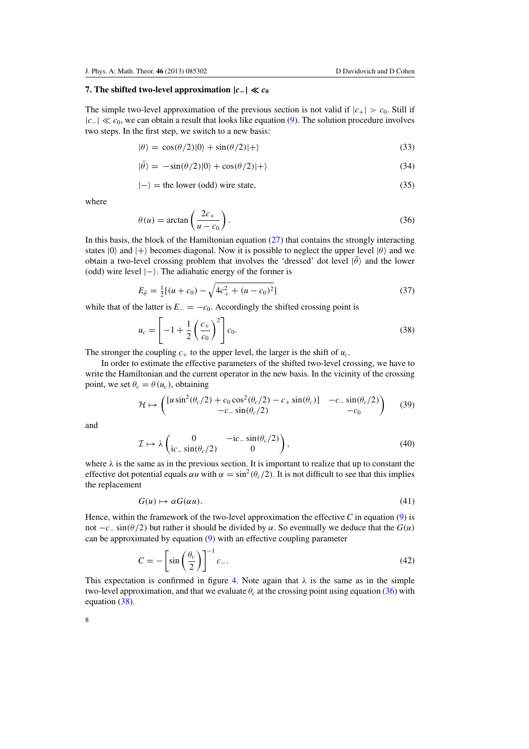## 7. The shifted two-level approximation $|c_-| \ll c_0$

The simple two-level approximation of the previous section is not valid if $|c_+| > c_0$. Still if $|c_-| \ll c_0$, we can obtain a result that looks like equation (9). The solution procedure involves two steps. In the first step, we switch to a new basis:

$$|\theta\rangle = \cos(\theta/2)|0\rangle + \sin(\theta/2)|+\rangle \tag{33}$$

$$|\bar{\theta}\rangle = -\sin(\theta/2)|0\rangle + \cos(\theta/2)|+\rangle \tag{34}$$

$$|-\rangle = \text{the lower (odd) wire state,} \tag{35}$$

where

$$\theta(u) = \arctan\left(\frac{2c_+}{u - c_0}\right). \tag{36}$$

In this basis, the block of the Hamiltonian equation (27) that contains the strongly interacting states $|0\rangle$ and $|+\rangle$ becomes diagonal. Now it is possible to neglect the upper level $|\theta\rangle$ and we obtain a two-level crossing problem that involves the 'dressed' dot level $|\bar{\theta}\rangle$ and the lower (odd) wire level $|-\rangle$. The adiabatic energy of the former is

$$E_{\bar{\theta}} = \tfrac{1}{2}\left[(u + c_0) - \sqrt{4c_+^2 + (u - c_0)^2}\right] \tag{37}$$

while that of the latter is $E_- = -c_0$. Accordingly the shifted crossing point is

$$u_c = \left[-1 + \frac{1}{2}\left(\frac{c_+}{c_0}\right)^2\right] c_0. \tag{38}$$

The stronger the coupling $c_+$ to the upper level, the larger is the shift of $u_c$.

In order to estimate the effective parameters of the shifted two-level crossing, we have to write the Hamiltonian and the current operator in the new basis. In the vicinity of the crossing point, we set $\theta_c = \theta(u_c)$, obtaining

$$\mathcal{H} \mapsto \begin{pmatrix} [u\sin^2(\theta_c/2) + c_0\cos^2(\theta_c/2) - c_+\sin(\theta_c)] & -c_-\sin(\theta_c/2) \\ -c_-\sin(\theta_c/2) & -c_0 \end{pmatrix} \tag{39}$$

and

$$\mathcal{I} \mapsto \lambda \begin{pmatrix} 0 & -ic_-\sin(\theta_c/2) \\ ic_-\sin(\theta_c/2) & 0 \end{pmatrix}, \tag{40}$$

where $\lambda$ is the same as in the previous section. It is important to realize that up to constant the effective dot potential equals $\alpha u$ with $\alpha = \sin^2(\theta_c/2)$. It is not difficult to see that this implies the replacement

$$G(u) \mapsto \alpha G(\alpha u). \tag{41}$$

Hence, within the framework of the two-level approximation the effective $C$ in equation (9) is not $-c_-\sin(\theta/2)$ but rather it should be divided by $\alpha$. So eventually we deduce that the $G(u)$ can be approximated by equation (9) with an effective coupling parameter

$$C = -\left[\sin\left(\frac{\theta_c}{2}\right)\right]^{-1} c_-. \tag{42}$$

This expectation is confirmed in figure 4. Note again that $\lambda$ is the same as in the simple two-level approximation, and that we evaluate $\theta_c$ at the crossing point using equation (36) with equation (38).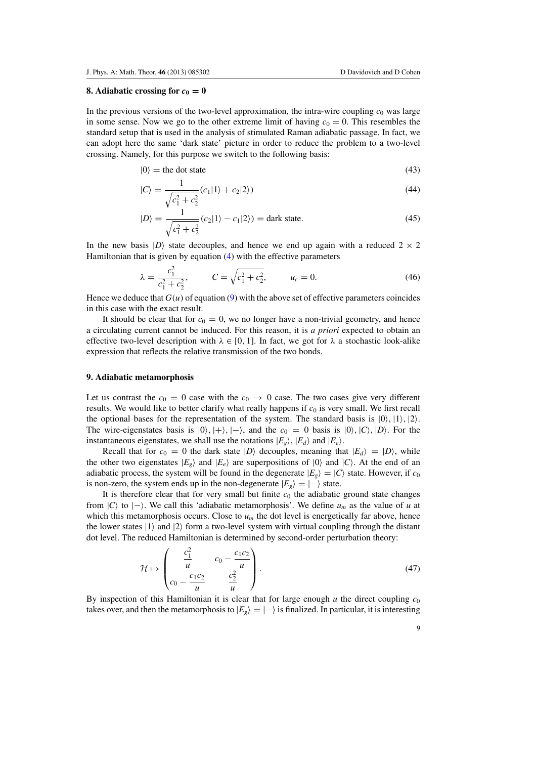## 8. Adiabatic crossing for $c_0 = 0$

In the previous versions of the two-level approximation, the intra-wire coupling $c_0$ was large in some sense. Now we go to the other extreme limit of having $c_0 = 0$. This resembles the standard setup that is used in the analysis of stimulated Raman adiabatic passage. In fact, we can adopt here the same 'dark state' picture in order to reduce the problem to a two-level crossing. Namely, for this purpose we switch to the following basis:

$$|0\rangle = \text{the dot state} \tag{43}$$

$$|C\rangle = \frac{1}{\sqrt{c_1^2 + c_2^2}}(c_1|1\rangle + c_2|2\rangle) \tag{44}$$

$$|D\rangle = \frac{1}{\sqrt{c_1^2 + c_2^2}}(c_2|1\rangle - c_1|2\rangle) = \text{dark state}. \tag{45}$$

In the new basis $|D\rangle$ state decouples, and hence we end up again with a reduced $2 \times 2$ Hamiltonian that is given by equation (4) with the effective parameters

$$\lambda = \frac{c_1^2}{c_1^2 + c_2^2}, \qquad C = \sqrt{c_1^2 + c_2^2}, \qquad u_c = 0. \tag{46}$$

Hence we deduce that $G(u)$ of equation (9) with the above set of effective parameters coincides in this case with the exact result.

It should be clear that for $c_0 = 0$, we no longer have a non-trivial geometry, and hence a circulating current cannot be induced. For this reason, it is *a priori* expected to obtain an effective two-level description with $\lambda \in [0, 1]$. In fact, we got for $\lambda$ a stochastic look-alike expression that reflects the relative transmission of the two bonds.

## 9. Adiabatic metamorphosis

Let us contrast the $c_0 = 0$ case with the $c_0 \to 0$ case. The two cases give very different results. We would like to better clarify what really happens if $c_0$ is very small. We first recall the optional bases for the representation of the system. The standard basis is $|0\rangle, |1\rangle, |2\rangle$. The wire-eigenstates basis is $|0\rangle, |+\rangle, |-\rangle$, and the $c_0 = 0$ basis is $|0\rangle, |C\rangle, |D\rangle$. For the instantaneous eigenstates, we shall use the notations $|E_g\rangle$, $|E_d\rangle$ and $|E_e\rangle$.

Recall that for $c_0 = 0$ the dark state $|D\rangle$ decouples, meaning that $|E_d\rangle = |D\rangle$, while the other two eigenstates $|E_g\rangle$ and $|E_e\rangle$ are superpositions of $|0\rangle$ and $|C\rangle$. At the end of an adiabatic process, the system will be found in the degenerate $|E_g\rangle = |C\rangle$ state. However, if $c_0$ is non-zero, the system ends up in the non-degenerate $|E_g\rangle = |-\rangle$ state.

It is therefore clear that for very small but finite $c_0$ the adiabatic ground state changes from $|C\rangle$ to $|-\rangle$. We call this 'adiabatic metamorphosis'. We define $u_m$ as the value of $u$ at which this metamorphosis occurs. Close to $u_m$ the dot level is energetically far above, hence the lower states $|1\rangle$ and $|2\rangle$ form a two-level system with virtual coupling through the distant dot level. The reduced Hamiltonian is determined by second-order perturbation theory:

$$\mathcal{H} \mapsto \begin{pmatrix} \dfrac{c_1^2}{u} & c_0 - \dfrac{c_1 c_2}{u} \\ c_0 - \dfrac{c_1 c_2}{u} & \dfrac{c_2^2}{u} \end{pmatrix}. \tag{47}$$

By inspection of this Hamiltonian it is clear that for large enough $u$ the direct coupling $c_0$ takes over, and then the metamorphosis to $|E_g\rangle = |-\rangle$ is finalized. In particular, it is interesting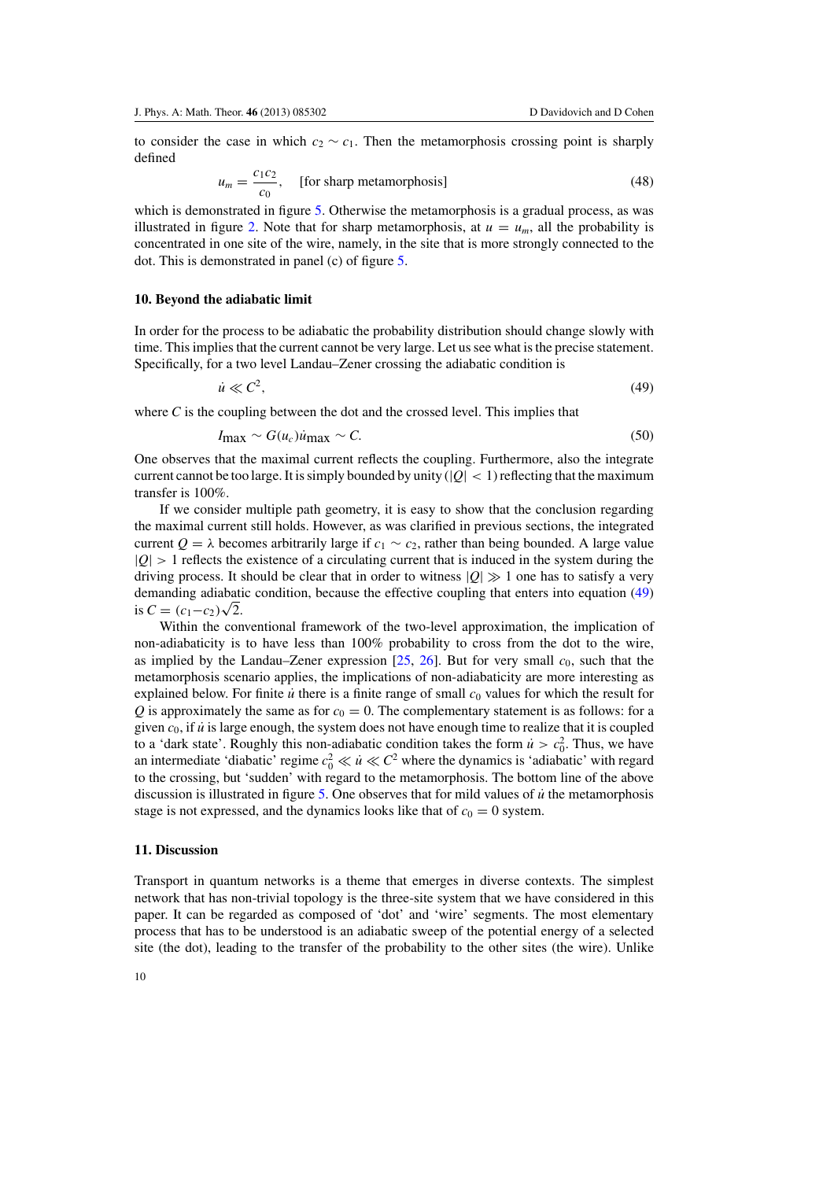to consider the case in which $c_2 \sim c_1$. Then the metamorphosis crossing point is sharply defined

$$u_m = \frac{c_1 c_2}{c_0}, \quad \text{[for sharp metamorphosis]} \tag{48}$$

which is demonstrated in figure 5. Otherwise the metamorphosis is a gradual process, as was illustrated in figure 2. Note that for sharp metamorphosis, at $u = u_m$, all the probability is concentrated in one site of the wire, namely, in the site that is more strongly connected to the dot. This is demonstrated in panel (c) of figure 5.

## 10. Beyond the adiabatic limit

In order for the process to be adiabatic the probability distribution should change slowly with time. This implies that the current cannot be very large. Let us see what is the precise statement. Specifically, for a two level Landau–Zener crossing the adiabatic condition is

$$\dot{u} \ll C^2, \tag{49}$$

where $C$ is the coupling between the dot and the crossed level. This implies that

$$I_{\text{max}} \sim G(u_c)\dot{u}_{\text{max}} \sim C. \tag{50}$$

One observes that the maximal current reflects the coupling. Furthermore, also the integrate current cannot be too large. It is simply bounded by unity ($|Q| < 1$) reflecting that the maximum transfer is 100%.

If we consider multiple path geometry, it is easy to show that the conclusion regarding the maximal current still holds. However, as was clarified in previous sections, the integrated current $Q = \lambda$ becomes arbitrarily large if $c_1 \sim c_2$, rather than being bounded. A large value $|Q| > 1$ reflects the existence of a circulating current that is induced in the system during the driving process. It should be clear that in order to witness $|Q| \gg 1$ one has to satisfy a very demanding adiabatic condition, because the effective coupling that enters into equation (49) is $C = (c_1 - c_2)\sqrt{2}$.

Within the conventional framework of the two-level approximation, the implication of non-adiabaticity is to have less than 100% probability to cross from the dot to the wire, as implied by the Landau–Zener expression [25, 26]. But for very small $c_0$, such that the metamorphosis scenario applies, the implications of non-adiabaticity are more interesting as explained below. For finite $\dot{u}$ there is a finite range of small $c_0$ values for which the result for $Q$ is approximately the same as for $c_0 = 0$. The complementary statement is as follows: for a given $c_0$, if $\dot{u}$ is large enough, the system does not have enough time to realize that it is coupled to a 'dark state'. Roughly this non-adiabatic condition takes the form $\dot{u} > c_0^2$. Thus, we have an intermediate 'diabatic' regime $c_0^2 \ll \dot{u} \ll C^2$ where the dynamics is 'adiabatic' with regard to the crossing, but 'sudden' with regard to the metamorphosis. The bottom line of the above discussion is illustrated in figure 5. One observes that for mild values of $\dot{u}$ the metamorphosis stage is not expressed, and the dynamics looks like that of $c_0 = 0$ system.

## 11. Discussion

Transport in quantum networks is a theme that emerges in diverse contexts. The simplest network that has non-trivial topology is the three-site system that we have considered in this paper. It can be regarded as composed of 'dot' and 'wire' segments. The most elementary process that has to be understood is an adiabatic sweep of the potential energy of a selected site (the dot), leading to the transfer of the probability to the other sites (the wire). Unlike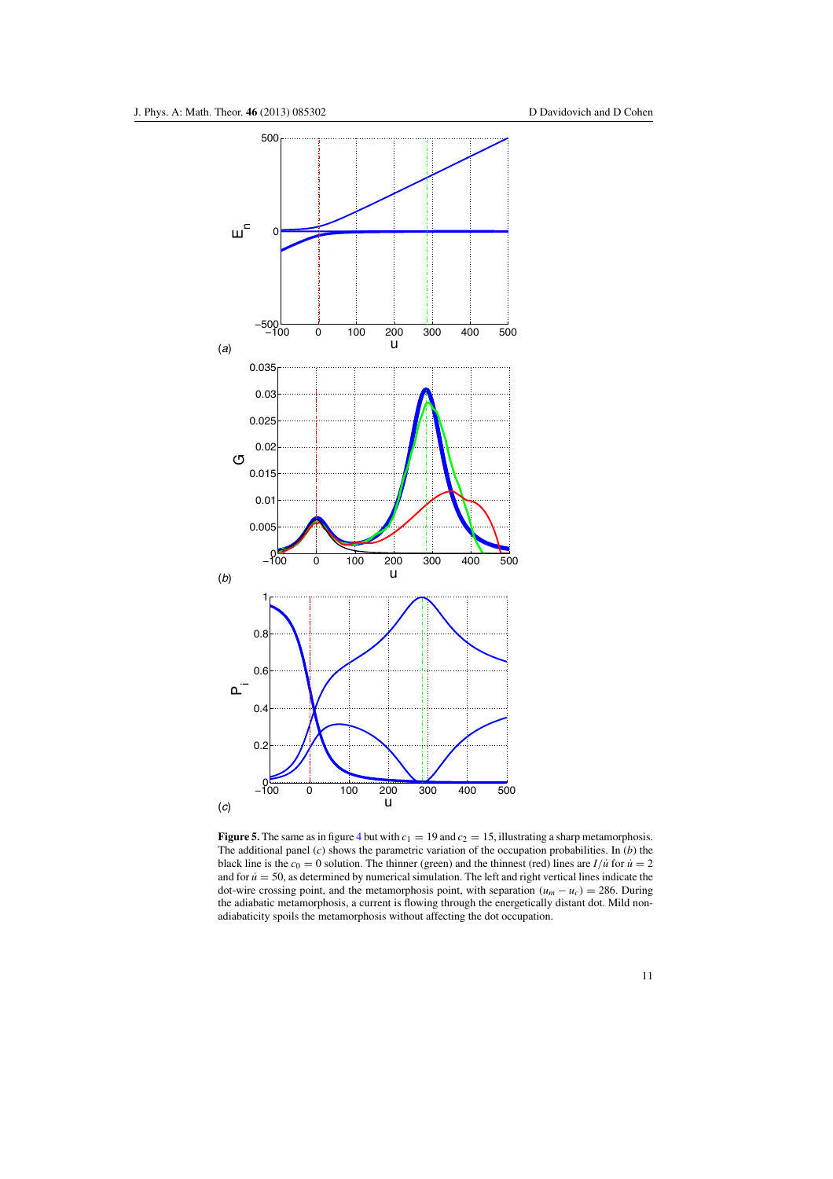(a)

500

0

−500

−100 0 100 200 300 400 500

u

$E_n$

(b)

0.035

0.03

0.025

0.02

0.015

0.01

0.005

0

−100 0 100 200 300 400 500

u

G

(c)

1

0.8

0.6

0.4

0.2

0

−100 0 100 200 300 400 500

u

$P_i$

**Figure 5.** The same as in figure 4 but with $c_1 = 19$ and $c_2 = 15$, illustrating a sharp metamorphosis. The additional panel (c) shows the parametric variation of the occupation probabilities. In (b) the black line is the $c_0 = 0$ solution. The thinner (green) and the thinnest (red) lines are $I/\dot{u}$ for $\dot{u} = 2$ and for $\dot{u} = 50$, as determined by numerical simulation. The left and right vertical lines indicate the dot-wire crossing point, and the metamorphosis point, with separation $(u_m - u_c) = 286$. During the adiabatic metamorphosis, a current is flowing through the energetically distant dot. Mild non-adiabaticity spoils the metamorphosis without affecting the dot occupation.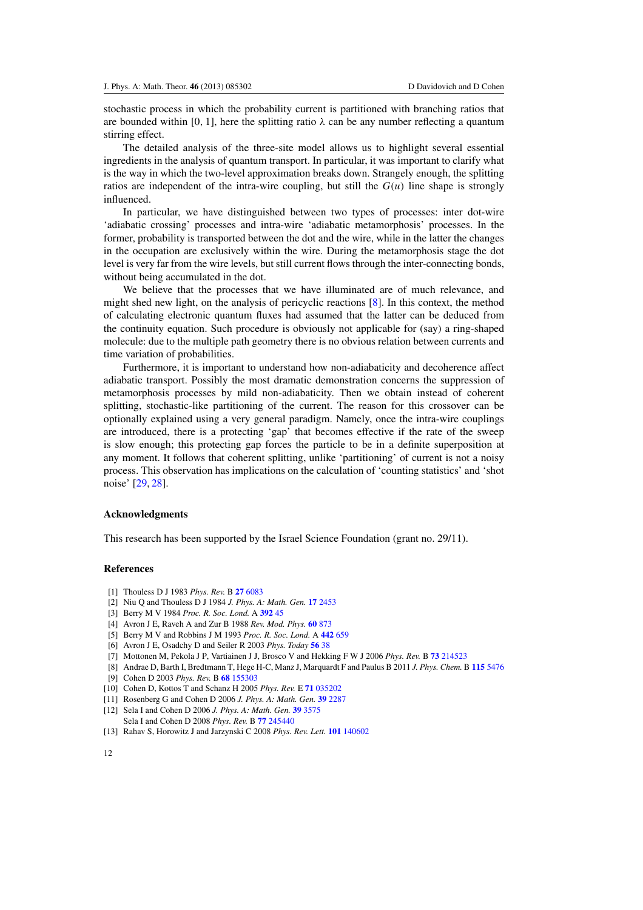stochastic process in which the probability current is partitioned with branching ratios that are bounded within [0, 1], here the splitting ratio $\lambda$ can be any number reflecting a quantum stirring effect.

The detailed analysis of the three-site model allows us to highlight several essential ingredients in the analysis of quantum transport. In particular, it was important to clarify what is the way in which the two-level approximation breaks down. Strangely enough, the splitting ratios are independent of the intra-wire coupling, but still the $G(u)$ line shape is strongly influenced.

In particular, we have distinguished between two types of processes: inter dot-wire 'adiabatic crossing' processes and intra-wire 'adiabatic metamorphosis' processes. In the former, probability is transported between the dot and the wire, while in the latter the changes in the occupation are exclusively within the wire. During the metamorphosis stage the dot level is very far from the wire levels, but still current flows through the inter-connecting bonds, without being accumulated in the dot.

We believe that the processes that we have illuminated are of much relevance, and might shed new light, on the analysis of pericyclic reactions [8]. In this context, the method of calculating electronic quantum fluxes had assumed that the latter can be deduced from the continuity equation. Such procedure is obviously not applicable for (say) a ring-shaped molecule: due to the multiple path geometry there is no obvious relation between currents and time variation of probabilities.

Furthermore, it is important to understand how non-adiabaticity and decoherence affect adiabatic transport. Possibly the most dramatic demonstration concerns the suppression of metamorphosis processes by mild non-adiabaticity. Then we obtain instead of coherent splitting, stochastic-like partitioning of the current. The reason for this crossover can be optionally explained using a very general paradigm. Namely, once the intra-wire couplings are introduced, there is a protecting 'gap' that becomes effective if the rate of the sweep is slow enough; this protecting gap forces the particle to be in a definite superposition at any moment. It follows that coherent splitting, unlike 'partitioning' of current is not a noisy process. This observation has implications on the calculation of 'counting statistics' and 'shot noise' [29, 28].

## Acknowledgments

This research has been supported by the Israel Science Foundation (grant no. 29/11).

## References

[1] Thouless D J 1983 *Phys. Rev.* B **27** 6083
[2] Niu Q and Thouless D J 1984 *J. Phys. A: Math. Gen.* **17** 2453
[3] Berry M V 1984 *Proc. R. Soc. Lond.* A **392** 45
[4] Avron J E, Raveh A and Zur B 1988 *Rev. Mod. Phys.* **60** 873
[5] Berry M V and Robbins J M 1993 *Proc. R. Soc. Lond.* A **442** 659
[6] Avron J E, Osadchy D and Seiler R 2003 *Phys. Today* **56** 38
[7] Mottonen M, Pekola J P, Vartiainen J J, Brosco V and Hekking F W J 2006 *Phys. Rev.* B **73** 214523
[8] Andrae D, Barth I, Bredtmann T, Hege H-C, Manz J, Marquardt F and Paulus B 2011 *J. Phys. Chem.* B **115** 5476
[9] Cohen D 2003 *Phys. Rev.* B **68** 155303
[10] Cohen D, Kottos T and Schanz H 2005 *Phys. Rev.* E **71** 035202
[11] Rosenberg G and Cohen D 2006 *J. Phys. A: Math. Gen.* **39** 2287
[12] Sela I and Cohen D 2006 *J. Phys. A: Math. Gen.* **39** 3575
Sela I and Cohen D 2008 *Phys. Rev.* B **77** 245440
[13] Rahav S, Horowitz J and Jarzynski C 2008 *Phys. Rev. Lett.* **101** 140602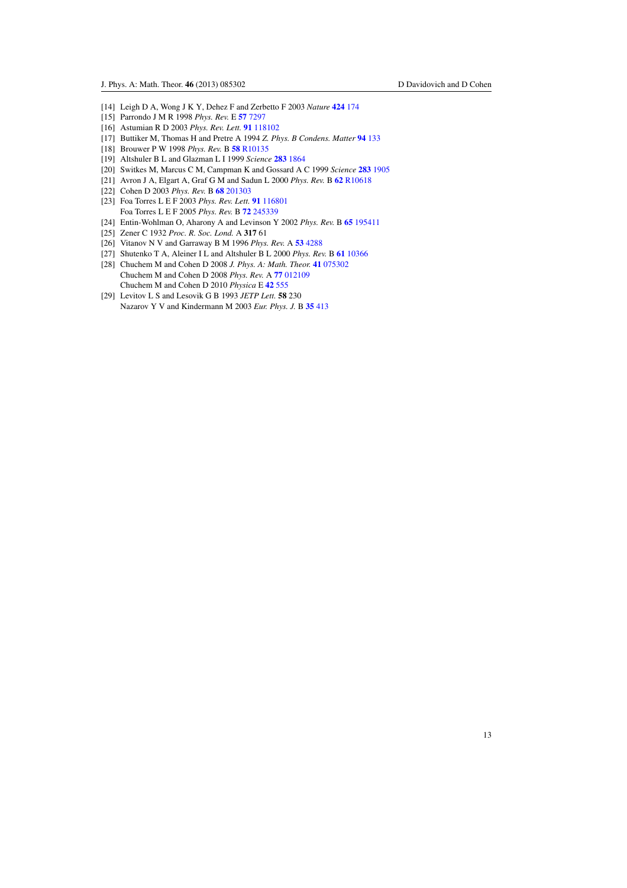[14] Leigh D A, Wong J K Y, Dehez F and Zerbetto F 2003 *Nature* **424** 174
[15] Parrondo J M R 1998 *Phys. Rev.* E **57** 7297
[16] Astumian R D 2003 *Phys. Rev. Lett.* **91** 118102
[17] Buttiker M, Thomas H and Pretre A 1994 *Z. Phys. B Condens. Matter* **94** 133
[18] Brouwer P W 1998 *Phys. Rev.* B **58** R10135
[19] Altshuler B L and Glazman L I 1999 *Science* **283** 1864
[20] Switkes M, Marcus C M, Campman K and Gossard A C 1999 *Science* **283** 1905
[21] Avron J A, Elgart A, Graf G M and Sadun L 2000 *Phys. Rev.* B **62** R10618
[22] Cohen D 2003 *Phys. Rev.* B **68** 201303
[23] Foa Torres L E F 2003 *Phys. Rev. Lett.* **91** 116801
Foa Torres L E F 2005 *Phys. Rev.* B **72** 245339
[24] Entin-Wohlman O, Aharony A and Levinson Y 2002 *Phys. Rev.* B **65** 195411
[25] Zener C 1932 *Proc. R. Soc. Lond.* A **317** 61
[26] Vitanov N V and Garraway B M 1996 *Phys. Rev.* A **53** 4288
[27] Shutenko T A, Aleiner I L and Altshuler B L 2000 *Phys. Rev.* B **61** 10366
[28] Chuchem M and Cohen D 2008 *J. Phys. A: Math. Theor.* **41** 075302
Chuchem M and Cohen D 2008 *Phys. Rev.* A **77** 012109
Chuchem M and Cohen D 2010 *Physica* E **42** 555
[29] Levitov L S and Lesovik G B 1993 *JETP Lett.* **58** 230
Nazarov Y V and Kindermann M 2003 *Eur. Phys. J.* B **35** 413